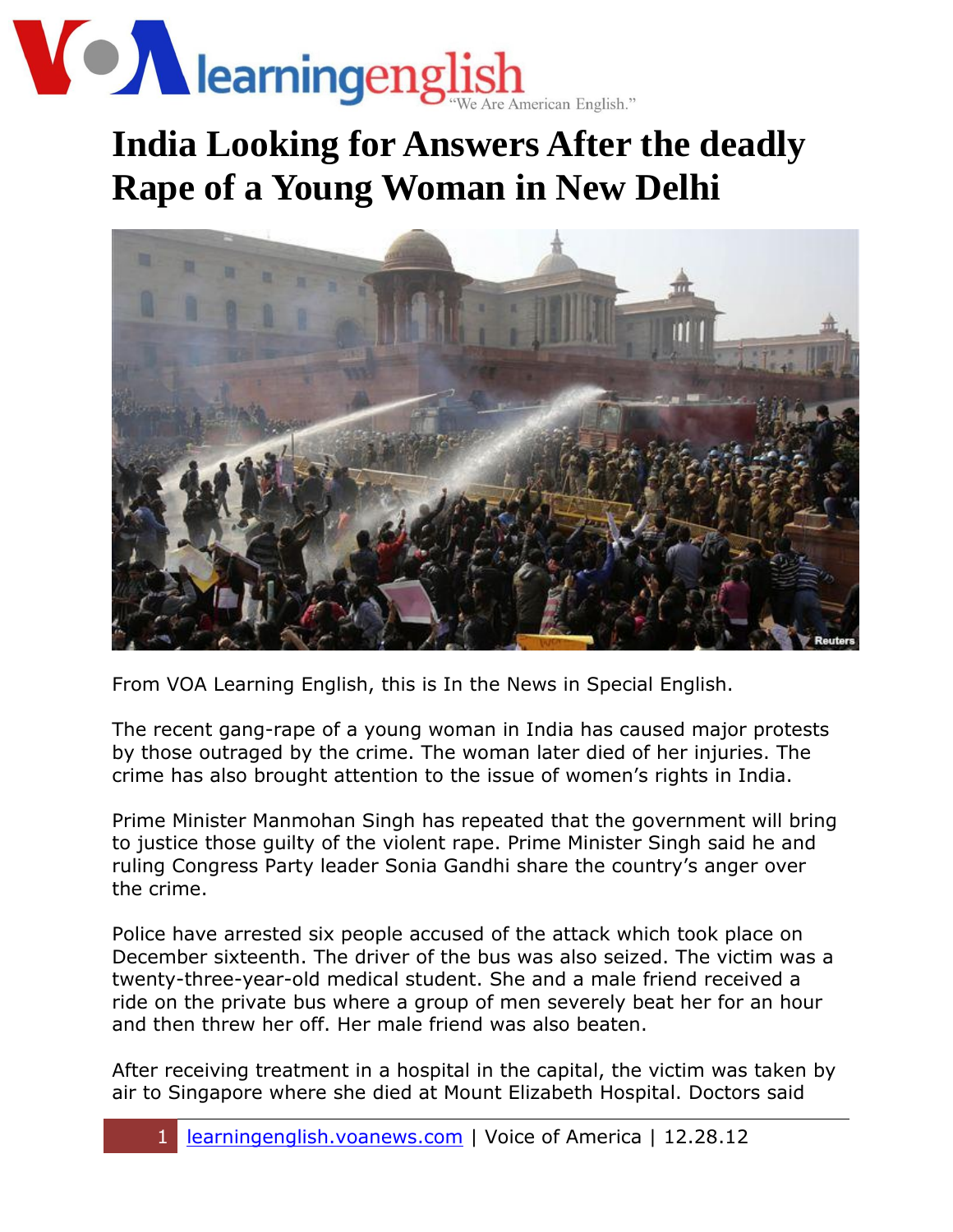# India Looking for Answers After the deadly Rape of a Young Woman in New Delhi

From VOA Learning English, this is In the News in Special English.

The recent gang-rape of a young woman in India has caused major protests by those outraged by the crime. The woman later died of her injuries. The crime has also brought attention to the issue of women's rights in India.

Prime Minister Manmohan Singh has repeated that the government will bring to justice those guilty of the violent rape. Prime Minister Singh said he and ruling Congress Party leader Sonia Gandhi share the country's anger over the crime.

Police have arrested six people accused of the attack which took place on December sixteenth. The driver of the bus was also seized. The victim was a twenty-three-year-old medical student. She and a male friend received a ride on the private bus where a group of men severely beat her for an hour and then threw her off. Her male friend was also beaten.

After receiving treatment in a hospital in the capital, the victim was taken by air to Singapore where she died at Mount Elizabeth Hospital. Doctors said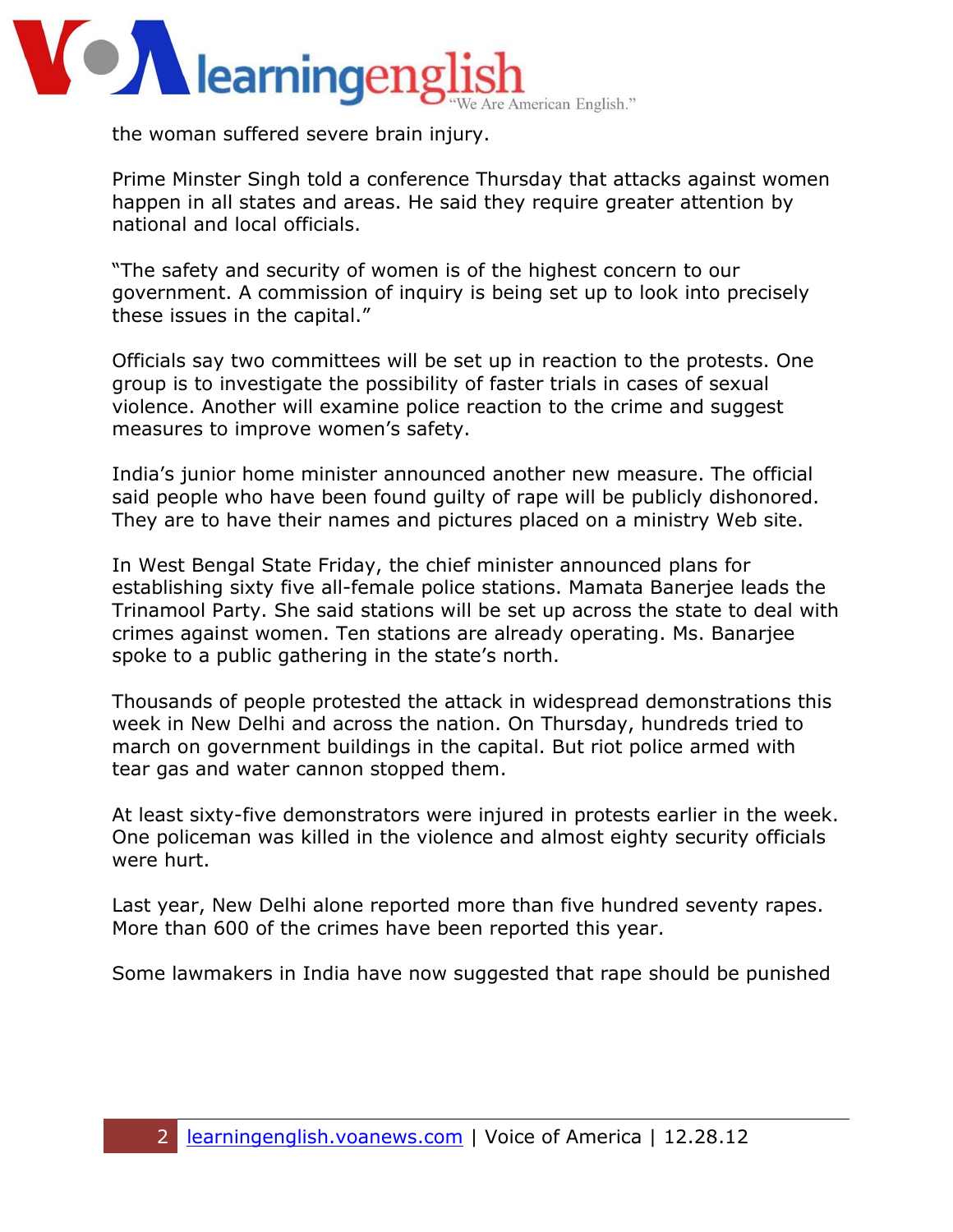the woman suffered severe brain injury.

Prime Minster Singh told a conference Thursday that attacks against women happen in all states and areas. He said they require greater attention by national and local officials.

"The safety and security of women is of the highest concern to our government. A commission of inquiry is being set up to look into precisely these issues in the capital."

Officials say two committees will be set up in reaction to the protests. One group is to investigate the possibility of faster trials in cases of sexual violence. Another will examine police reaction to the crime and suggest measures to improve women's safety.

India's junior home minister announced another new measure. The official said people who have been found guilty of rape will be publicly dishonored. They are to have their names and pictures placed on a ministry Web site.

In West Bengal State Friday, the chief minister announced plans for establishing sixty five all-female police stations. Mamata Banerjee leads the Trinamool Party. She said stations will be set up across the state to deal with crimes against women. Ten stations are already operating. Ms. Banarjee spoke to a public gathering in the state's north.

Thousands of people protested the attack in widespread demonstrations this week in New Delhi and across the nation. On Thursday, hundreds tried to march on government buildings in the capital. But riot police armed with tear gas and water cannon stopped them.

At least sixty-five demonstrators were injured in protests earlier in the week. One policeman was killed in the violence and almost eighty security officials were hurt.

Last year, New Delhi alone reported more than five hundred seventy rapes. More than 600 of the crimes have been reported this year.

Some lawmakers in India have now suggested that rape should be punished